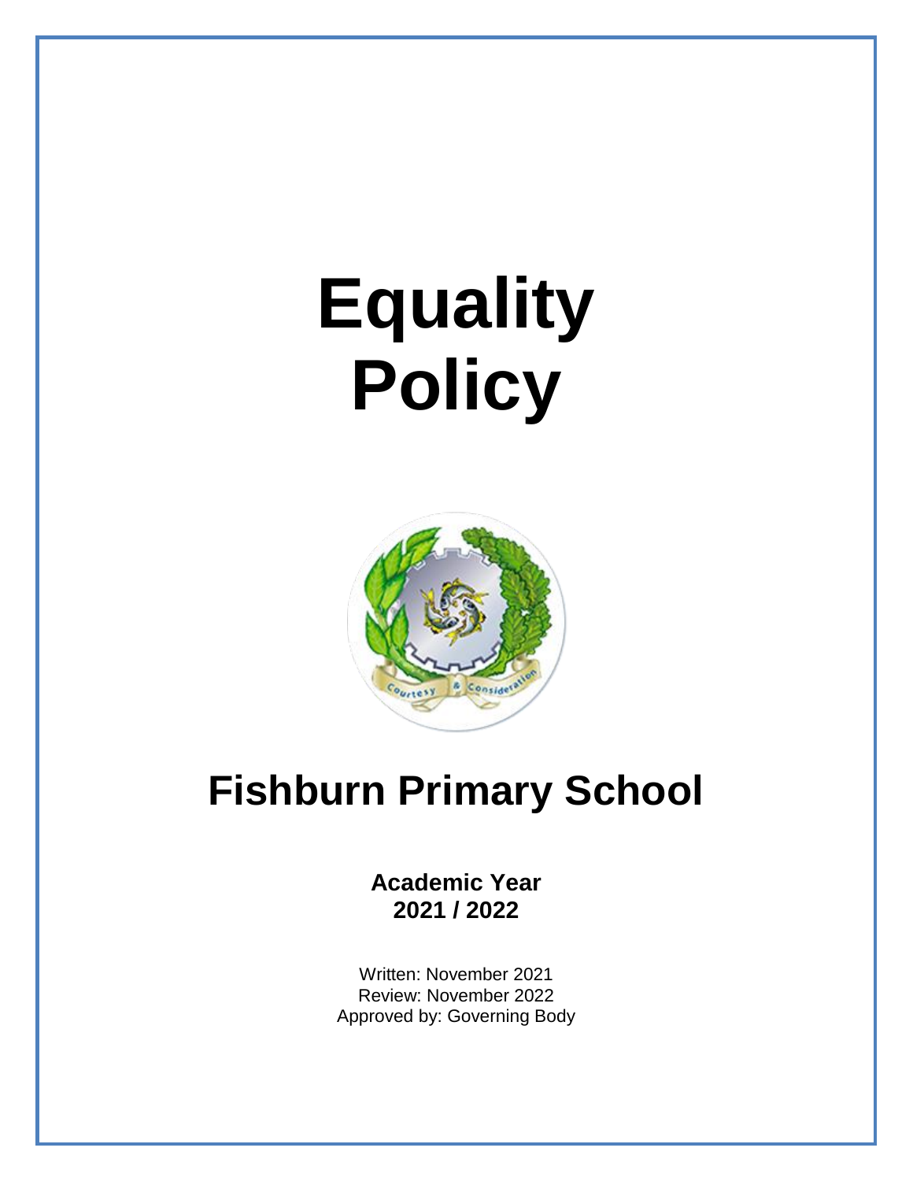# Equality Policy

# Fishburn Primary School

**Academic Year**
**2021 / 2022**

Written: November 2021
Review: November 2022
Approved by: Governing Body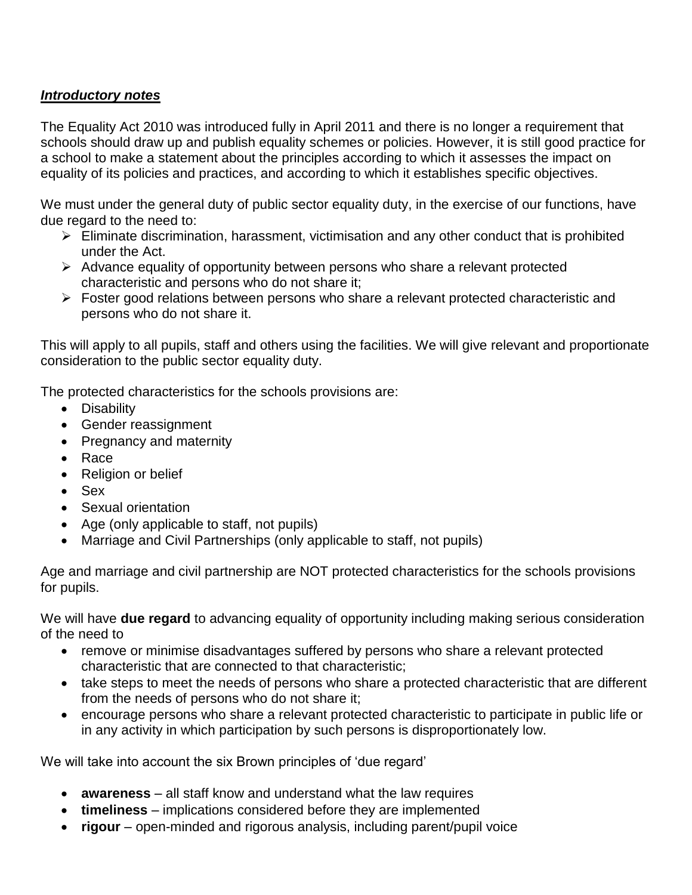***Introductory notes***

The Equality Act 2010 was introduced fully in April 2011 and there is no longer a requirement that schools should draw up and publish equality schemes or policies. However, it is still good practice for a school to make a statement about the principles according to which it assesses the impact on equality of its policies and practices, and according to which it establishes specific objectives.

We must under the general duty of public sector equality duty, in the exercise of our functions, have due regard to the need to:

- Eliminate discrimination, harassment, victimisation and any other conduct that is prohibited under the Act.
- Advance equality of opportunity between persons who share a relevant protected characteristic and persons who do not share it;
- Foster good relations between persons who share a relevant protected characteristic and persons who do not share it.

This will apply to all pupils, staff and others using the facilities. We will give relevant and proportionate consideration to the public sector equality duty.

The protected characteristics for the schools provisions are:

- Disability
- Gender reassignment
- Pregnancy and maternity
- Race
- Religion or belief
- Sex
- Sexual orientation
- Age (only applicable to staff, not pupils)
- Marriage and Civil Partnerships (only applicable to staff, not pupils)

Age and marriage and civil partnership are NOT protected characteristics for the schools provisions for pupils.

We will have **due regard** to advancing equality of opportunity including making serious consideration of the need to

- remove or minimise disadvantages suffered by persons who share a relevant protected characteristic that are connected to that characteristic;
- take steps to meet the needs of persons who share a protected characteristic that are different from the needs of persons who do not share it;
- encourage persons who share a relevant protected characteristic to participate in public life or in any activity in which participation by such persons is disproportionately low.

We will take into account the six Brown principles of 'due regard'

- **awareness** – all staff know and understand what the law requires
- **timeliness** – implications considered before they are implemented
- **rigour** – open-minded and rigorous analysis, including parent/pupil voice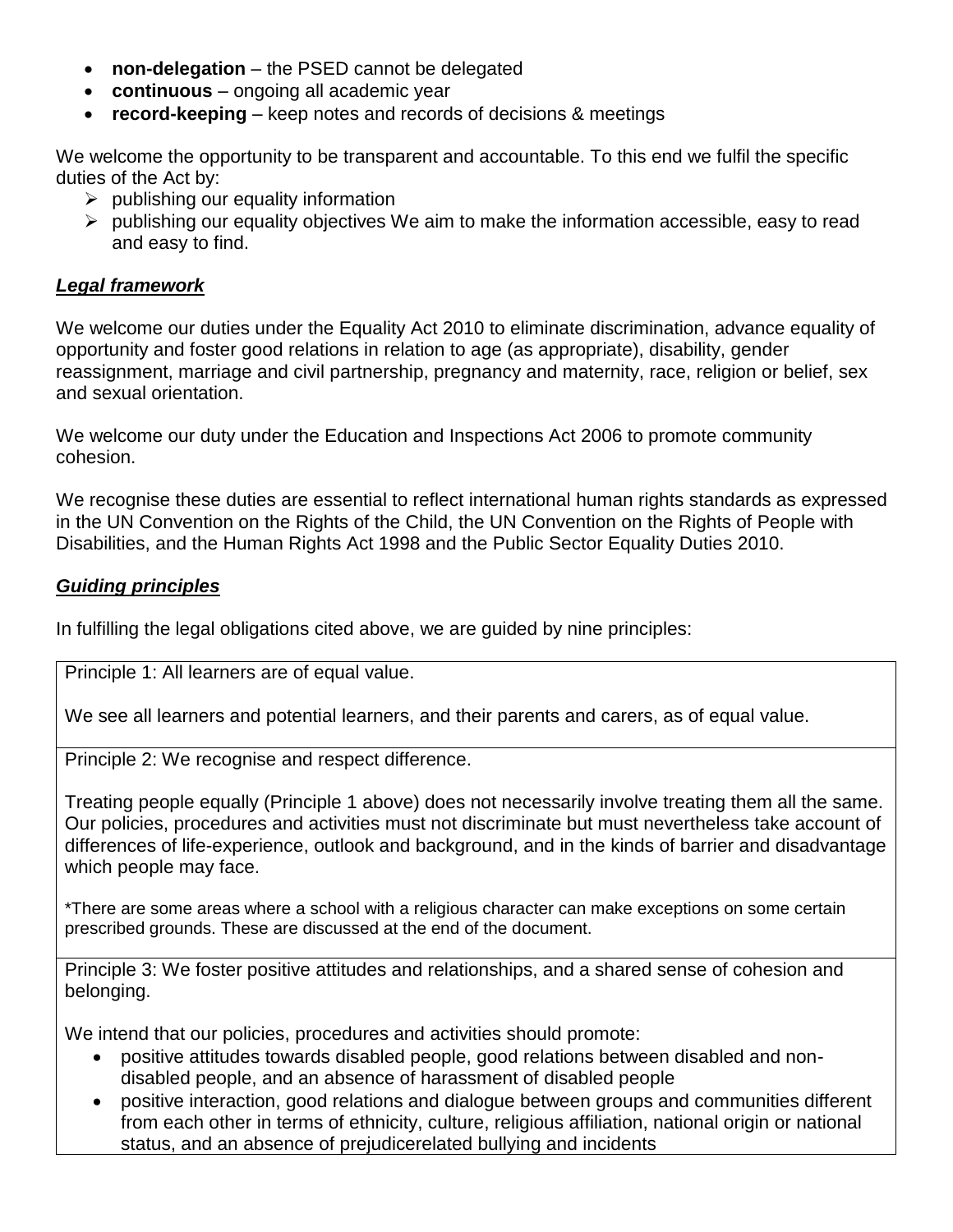- **non-delegation** – the PSED cannot be delegated
- **continuous** – ongoing all academic year
- **record-keeping** – keep notes and records of decisions & meetings

We welcome the opportunity to be transparent and accountable. To this end we fulfil the specific duties of the Act by:

- ➢ publishing our equality information
- ➢ publishing our equality objectives We aim to make the information accessible, easy to read and easy to find.

### ***Legal framework***

We welcome our duties under the Equality Act 2010 to eliminate discrimination, advance equality of opportunity and foster good relations in relation to age (as appropriate), disability, gender reassignment, marriage and civil partnership, pregnancy and maternity, race, religion or belief, sex and sexual orientation.

We welcome our duty under the Education and Inspections Act 2006 to promote community cohesion.

We recognise these duties are essential to reflect international human rights standards as expressed in the UN Convention on the Rights of the Child, the UN Convention on the Rights of People with Disabilities, and the Human Rights Act 1998 and the Public Sector Equality Duties 2010.

### ***Guiding principles***

In fulfilling the legal obligations cited above, we are guided by nine principles:

Principle 1: All learners are of equal value.

We see all learners and potential learners, and their parents and carers, as of equal value.

Principle 2: We recognise and respect difference.

Treating people equally (Principle 1 above) does not necessarily involve treating them all the same. Our policies, procedures and activities must not discriminate but must nevertheless take account of differences of life-experience, outlook and background, and in the kinds of barrier and disadvantage which people may face.

*There are some areas where a school with a religious character can make exceptions on some certain prescribed grounds. These are discussed at the end of the document.

Principle 3: We foster positive attitudes and relationships, and a shared sense of cohesion and belonging.

We intend that our policies, procedures and activities should promote:

- positive attitudes towards disabled people, good relations between disabled and non-disabled people, and an absence of harassment of disabled people
- positive interaction, good relations and dialogue between groups and communities different from each other in terms of ethnicity, culture, religious affiliation, national origin or national status, and an absence of prejudicerelated bullying and incidents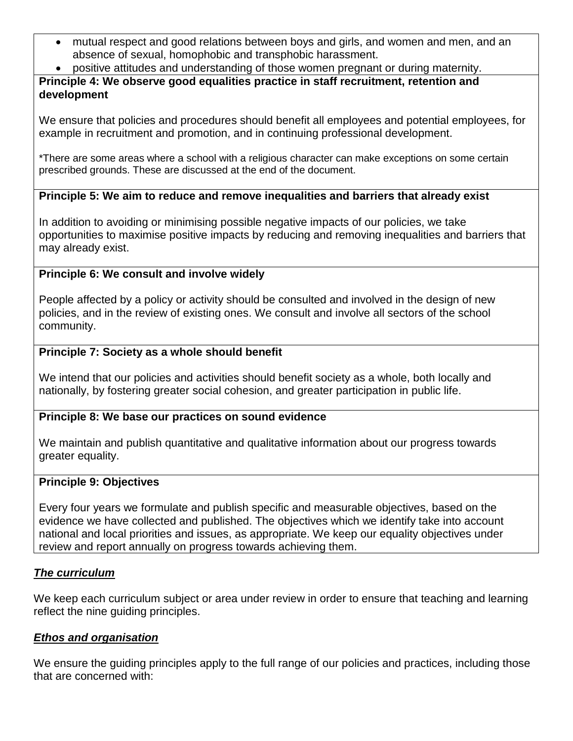- mutual respect and good relations between boys and girls, and women and men, and an absence of sexual, homophobic and transphobic harassment.
- positive attitudes and understanding of those women pregnant or during maternity.

**Principle 4: We observe good equalities practice in staff recruitment, retention and development**

We ensure that policies and procedures should benefit all employees and potential employees, for example in recruitment and promotion, and in continuing professional development.

*There are some areas where a school with a religious character can make exceptions on some certain prescribed grounds. These are discussed at the end of the document.

**Principle 5: We aim to reduce and remove inequalities and barriers that already exist**

In addition to avoiding or minimising possible negative impacts of our policies, we take opportunities to maximise positive impacts by reducing and removing inequalities and barriers that may already exist.

**Principle 6: We consult and involve widely**

People affected by a policy or activity should be consulted and involved in the design of new policies, and in the review of existing ones. We consult and involve all sectors of the school community.

**Principle 7: Society as a whole should benefit**

We intend that our policies and activities should benefit society as a whole, both locally and nationally, by fostering greater social cohesion, and greater participation in public life.

**Principle 8: We base our practices on sound evidence**

We maintain and publish quantitative and qualitative information about our progress towards greater equality.

**Principle 9: Objectives**

Every four years we formulate and publish specific and measurable objectives, based on the evidence we have collected and published. The objectives which we identify take into account national and local priorities and issues, as appropriate. We keep our equality objectives under review and report annually on progress towards achieving them.

***The curriculum***

We keep each curriculum subject or area under review in order to ensure that teaching and learning reflect the nine guiding principles.

***Ethos and organisation***

We ensure the guiding principles apply to the full range of our policies and practices, including those that are concerned with: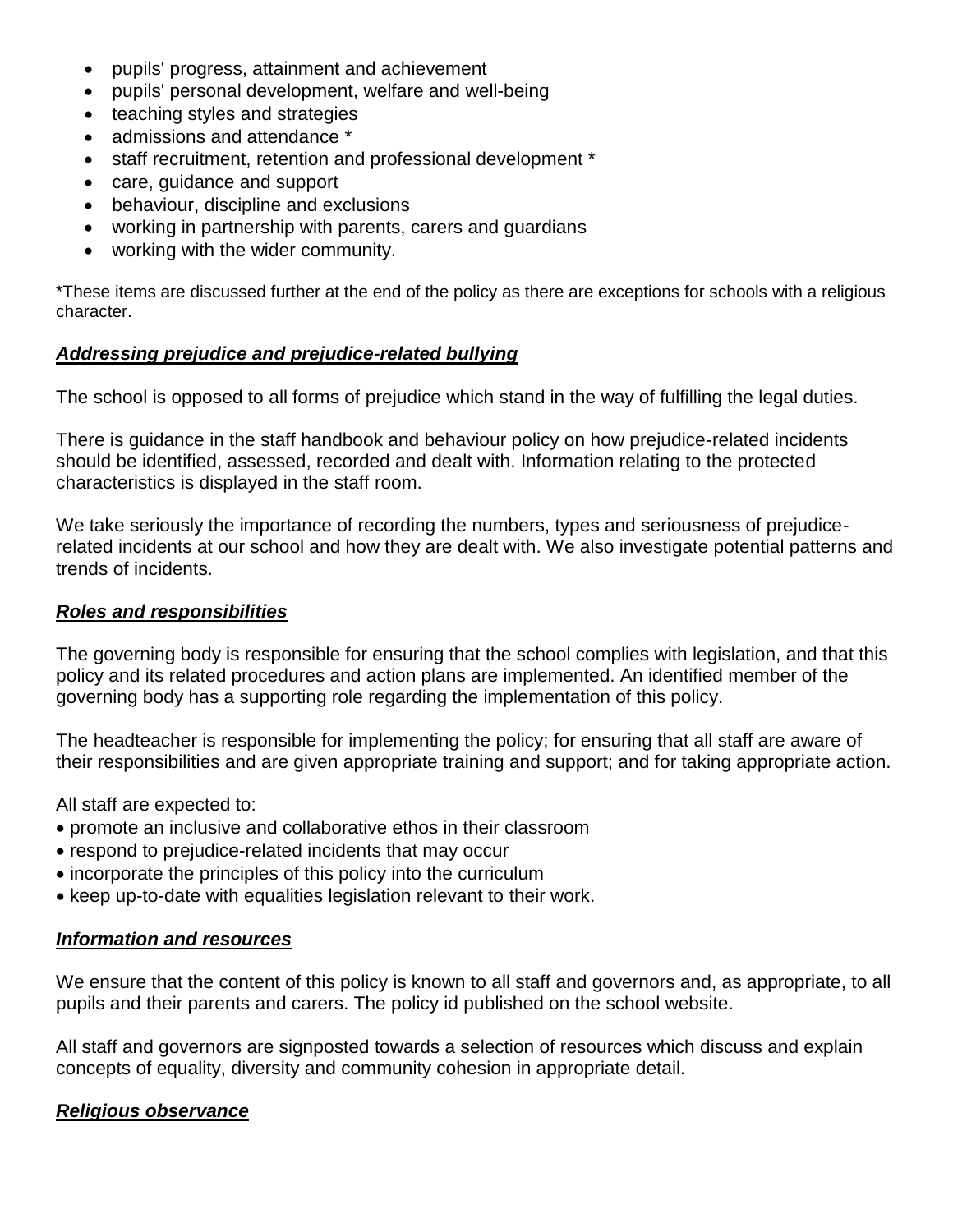- pupils' progress, attainment and achievement
- pupils' personal development, welfare and well-being
- teaching styles and strategies
- admissions and attendance *
- staff recruitment, retention and professional development *
- care, guidance and support
- behaviour, discipline and exclusions
- working in partnership with parents, carers and guardians
- working with the wider community.

*These items are discussed further at the end of the policy as there are exceptions for schools with a religious character.

### ***Addressing prejudice and prejudice-related bullying***

The school is opposed to all forms of prejudice which stand in the way of fulfilling the legal duties.

There is guidance in the staff handbook and behaviour policy on how prejudice-related incidents should be identified, assessed, recorded and dealt with. Information relating to the protected characteristics is displayed in the staff room.

We take seriously the importance of recording the numbers, types and seriousness of prejudice-related incidents at our school and how they are dealt with. We also investigate potential patterns and trends of incidents.

### ***Roles and responsibilities***

The governing body is responsible for ensuring that the school complies with legislation, and that this policy and its related procedures and action plans are implemented. An identified member of the governing body has a supporting role regarding the implementation of this policy.

The headteacher is responsible for implementing the policy; for ensuring that all staff are aware of their responsibilities and are given appropriate training and support; and for taking appropriate action.

All staff are expected to:

- promote an inclusive and collaborative ethos in their classroom
- respond to prejudice-related incidents that may occur
- incorporate the principles of this policy into the curriculum
- keep up-to-date with equalities legislation relevant to their work.

### ***Information and resources***

We ensure that the content of this policy is known to all staff and governors and, as appropriate, to all pupils and their parents and carers. The policy id published on the school website.

All staff and governors are signposted towards a selection of resources which discuss and explain concepts of equality, diversity and community cohesion in appropriate detail.

### ***Religious observance***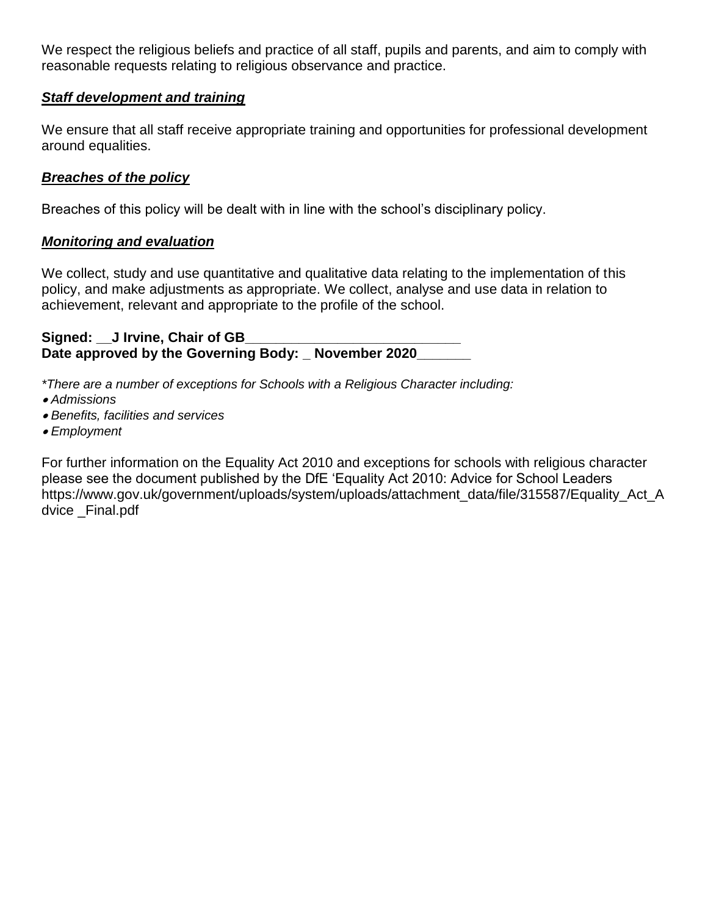We respect the religious beliefs and practice of all staff, pupils and parents, and aim to comply with reasonable requests relating to religious observance and practice.

***Staff development and training***

We ensure that all staff receive appropriate training and opportunities for professional development around equalities.

***Breaches of the policy***

Breaches of this policy will be dealt with in line with the school's disciplinary policy.

***Monitoring and evaluation***

We collect, study and use quantitative and qualitative data relating to the implementation of this policy, and make adjustments as appropriate. We collect, analyse and use data in relation to achievement, relevant and appropriate to the profile of the school.

**Signed: __J Irvine, Chair of GB____________________________**
**Date approved by the Governing Body: _ November 2020_______**

*\*There are a number of exceptions for Schools with a Religious Character including:*

- *Admissions*
- *Benefits, facilities and services*
- *Employment*

For further information on the Equality Act 2010 and exceptions for schools with religious character please see the document published by the DfE 'Equality Act 2010: Advice for School Leaders https://www.gov.uk/government/uploads/system/uploads/attachment_data/file/315587/Equality_Act_Advice _Final.pdf